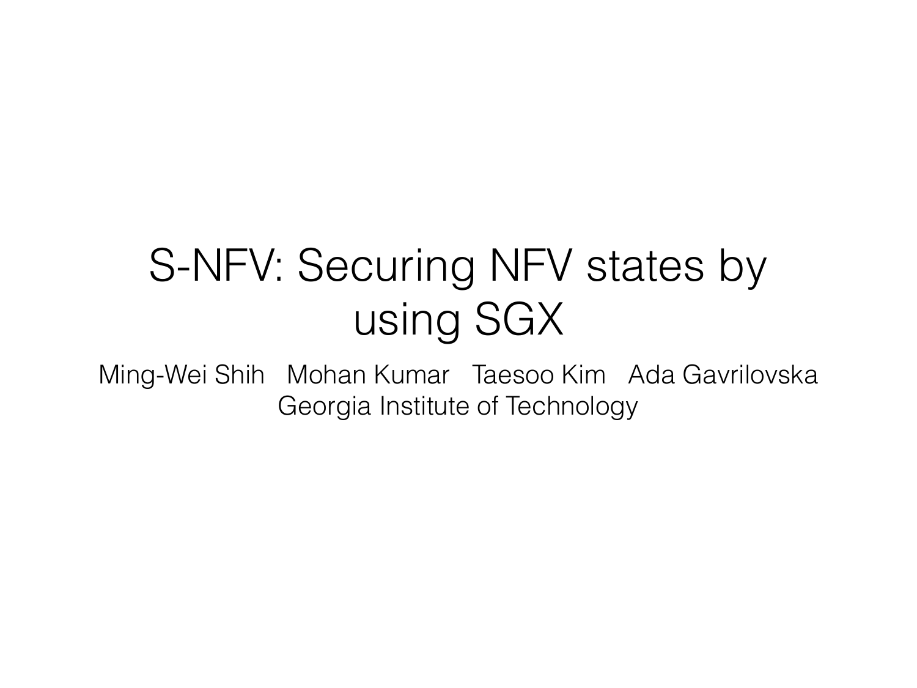# S-NFV: Securing NFV states by using SGX

Ming-Wei Shih Mohan Kumar Taesoo Kim Ada Gavrilovska

Georgia Institute of Technology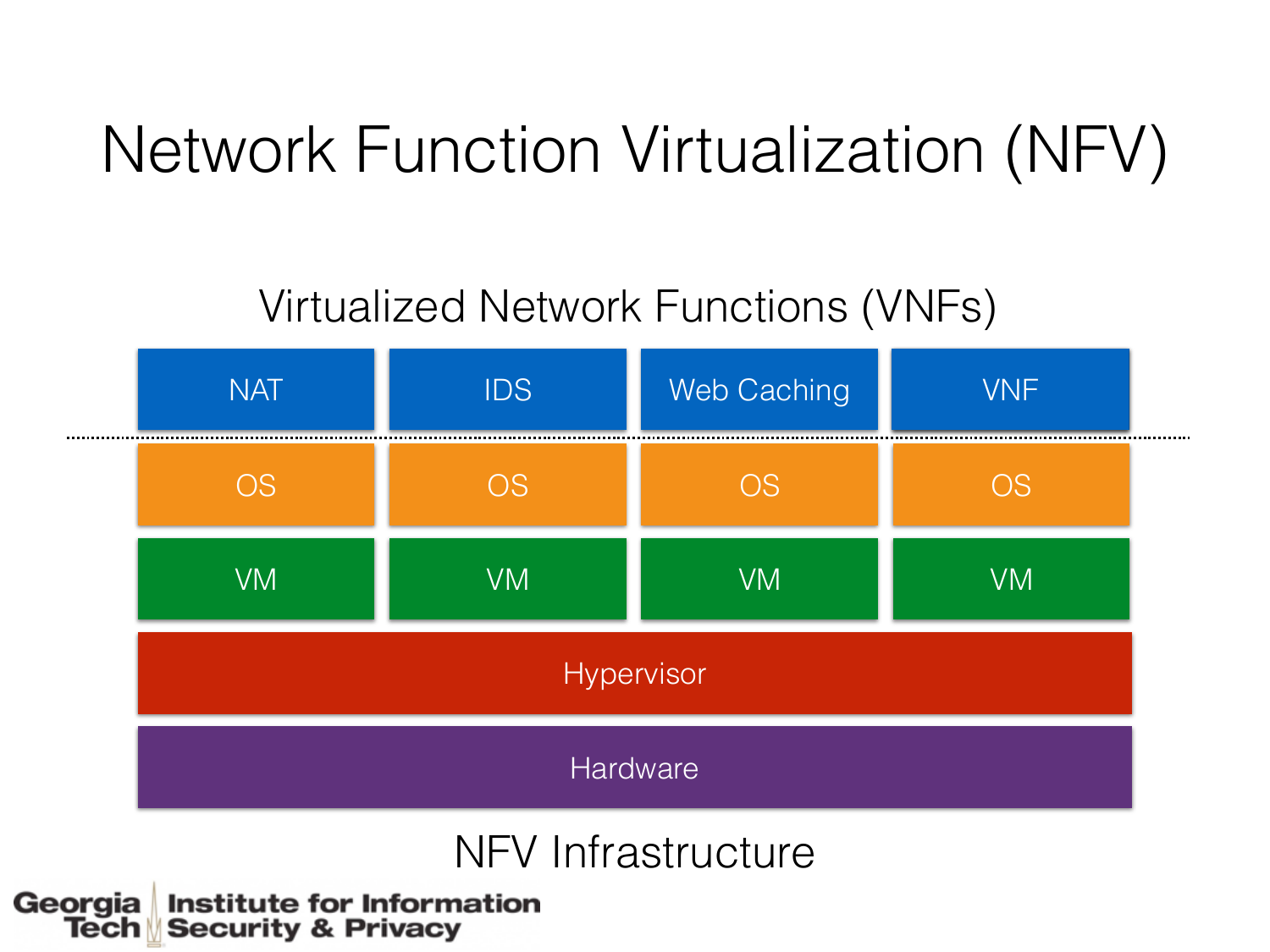# Network Function Virtualization (NFV)

Virtualized Network Functions (VNFs)

| NAT | IDS | Web Caching | VNF |
|---|---|---|---|
| OS | OS | OS | OS |
| VM | VM | VM | VM |

Hypervisor

Hardware

NFV Infrastructure

Georgia Tech Institute for Information Security & Privacy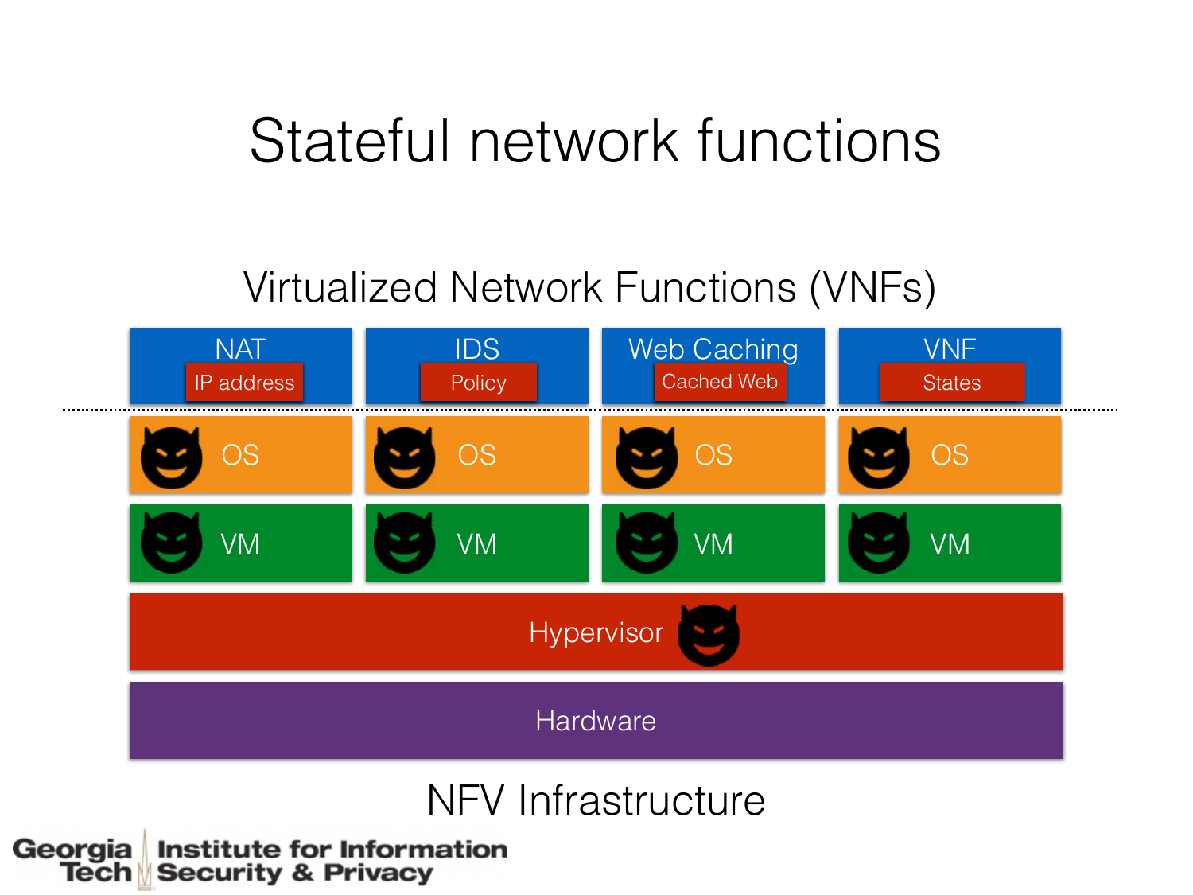# Stateful network functions

Virtualized Network Functions (VNFs)

| NAT | IDS | Web Caching | VNF |
|---|---|---|---|
| IP address | Policy | Cached Web | States |
| OS | OS | OS | OS |
| VM | VM | VM | VM |

Hypervisor

Hardware

NFV Infrastructure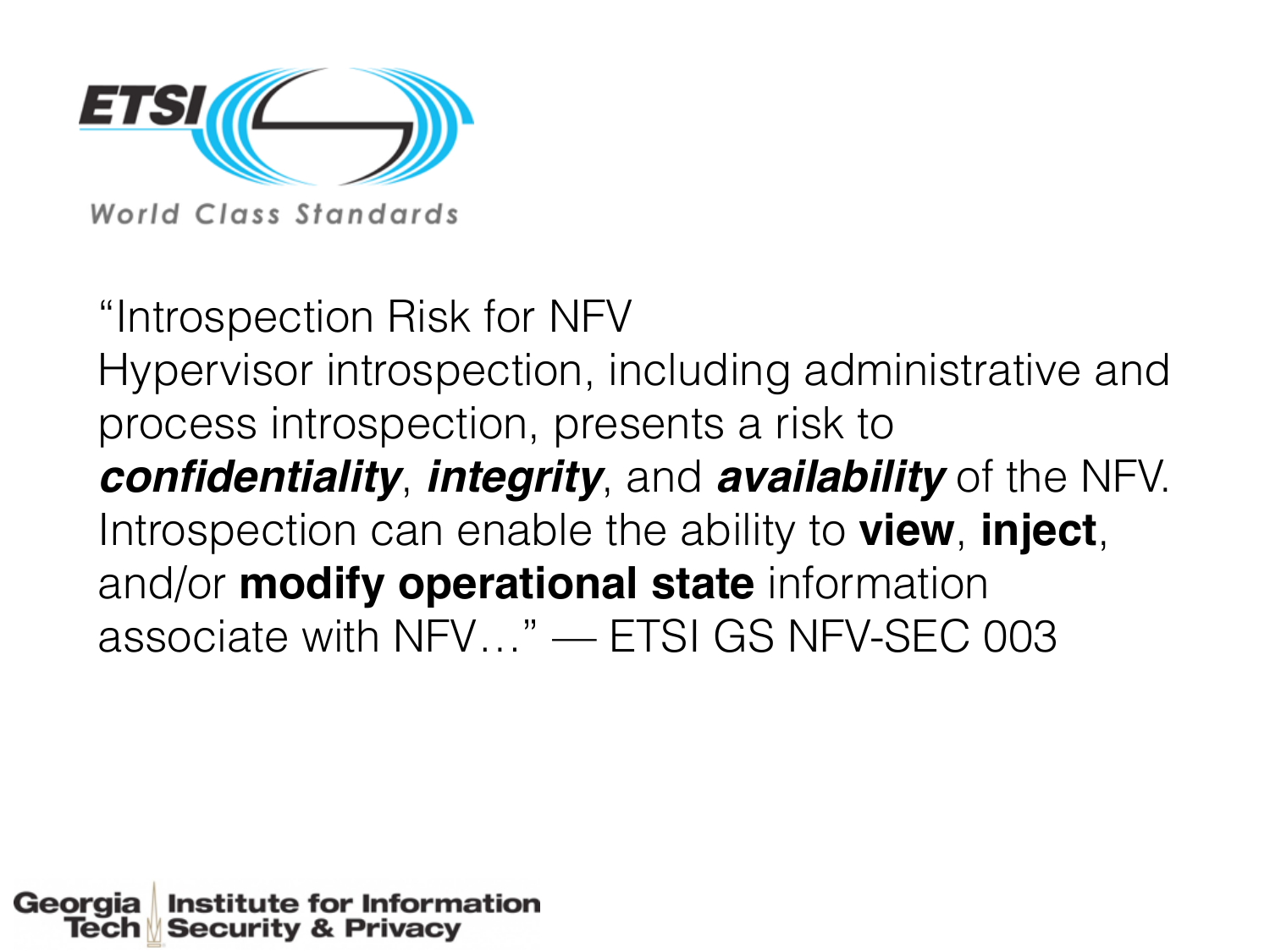"Introspection Risk for NFV
Hypervisor introspection, including administrative and process introspection, presents a risk to ***confidentiality***, ***integrity***, and ***availability*** of the NFV. Introspection can enable the ability to **view**, **inject**, and/or **modify operational state** information associate with NFV…" — ETSI GS NFV-SEC 003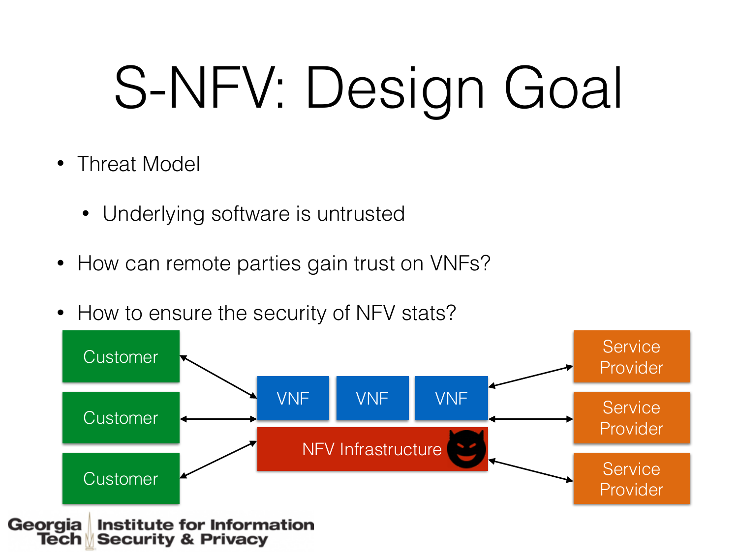# S-NFV: Design Goal

- Threat Model
  - Underlying software is untrusted
- How can remote parties gain trust on VNFs?
- How to ensure the security of NFV stats?

Customer | Customer | Customer

VNF | VNF | VNF

NFV Infrastructure

Service Provider | Service Provider | Service Provider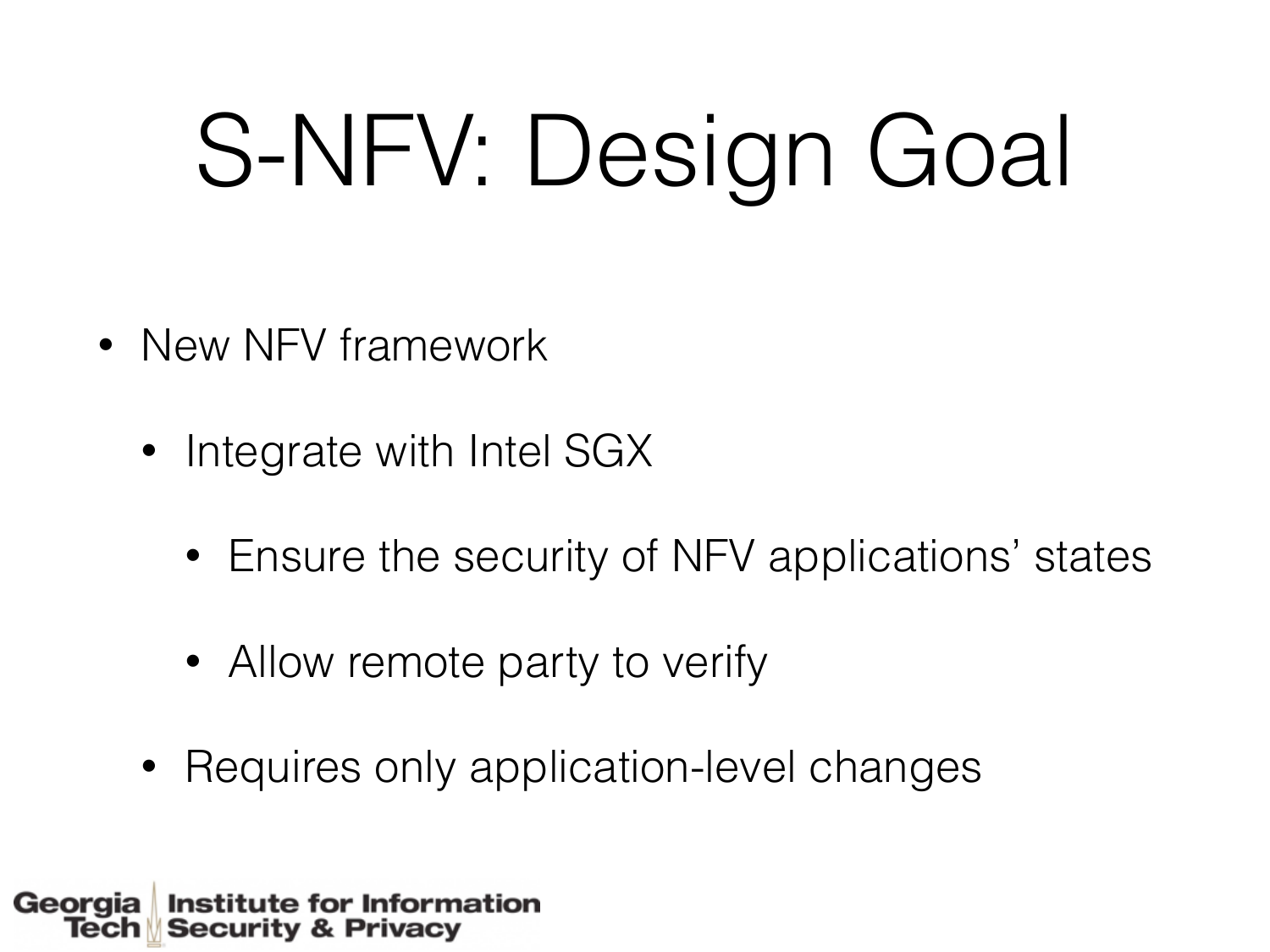# S-NFV: Design Goal

- New NFV framework
  - Integrate with Intel SGX
    - Ensure the security of NFV applications' states
    - Allow remote party to verify
  - Requires only application-level changes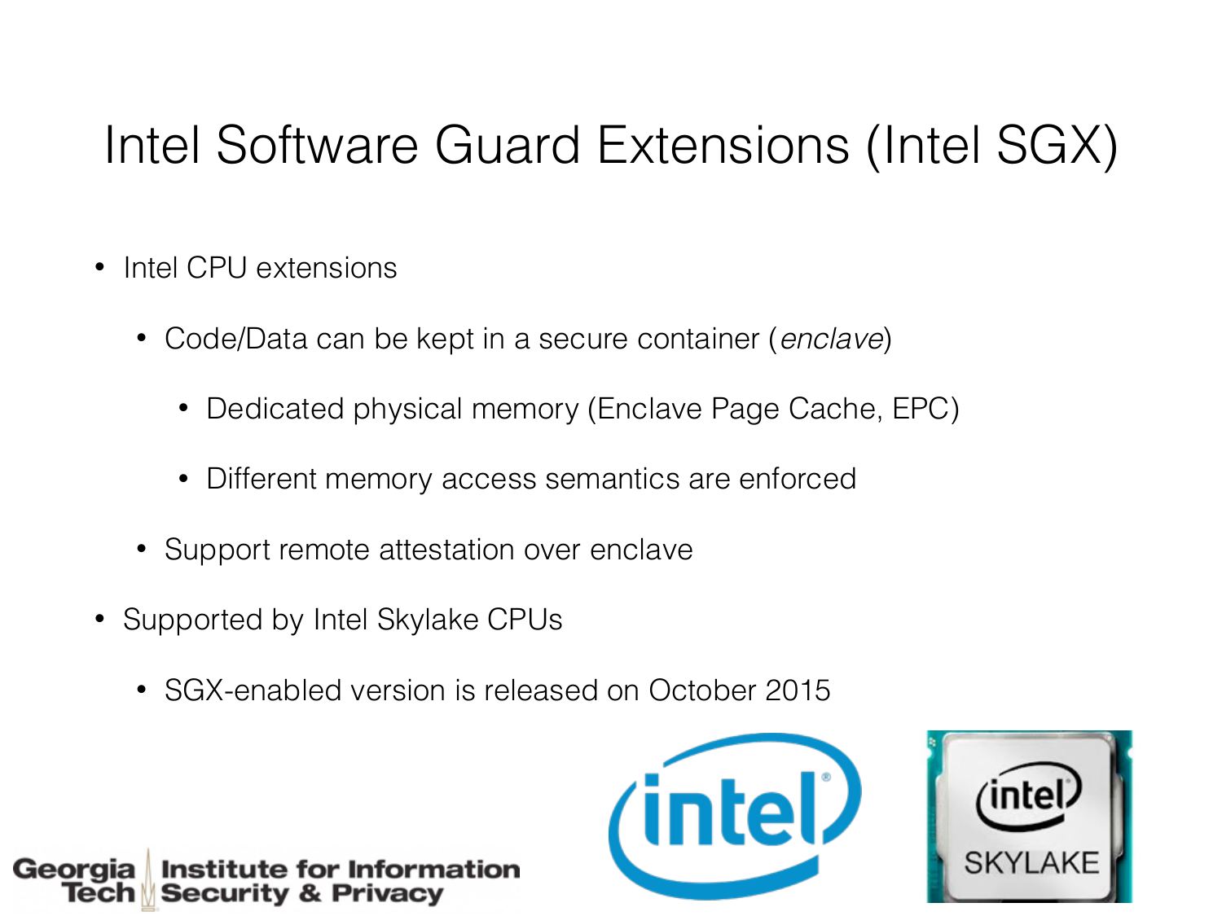# Intel Software Guard Extensions (Intel SGX)

- Intel CPU extensions
  - Code/Data can be kept in a secure container (*enclave*)
    - Dedicated physical memory (Enclave Page Cache, EPC)
    - Different memory access semantics are enforced
  - Support remote attestation over enclave
- Supported by Intel Skylake CPUs
  - SGX-enabled version is released on October 2015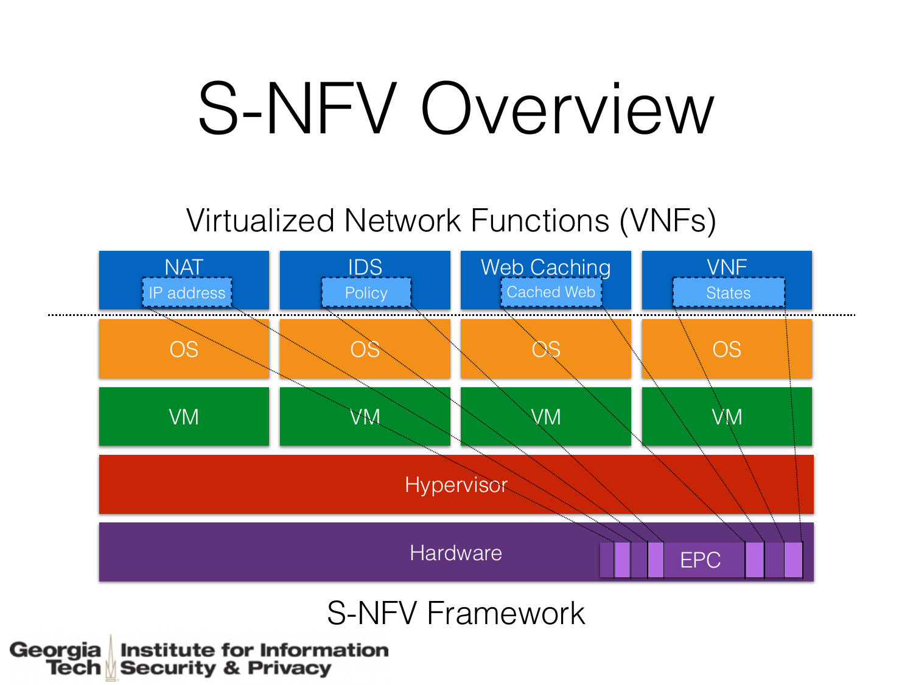# S-NFV Overview

Virtualized Network Functions (VNFs)

| NAT | IDS | Web Caching | VNF |
| --- | --- | --- | --- |
| IP address | Policy | Cached Web | States |
| OS | OS | OS | OS |
| VM | VM | VM | VM |

Hypervisor

Hardware — EPC

S-NFV Framework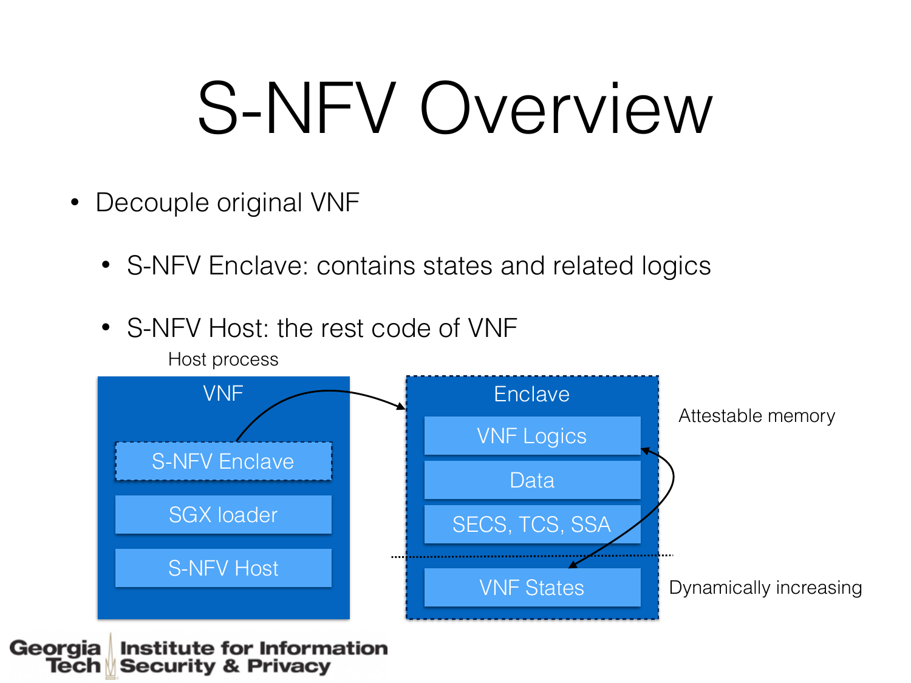# S-NFV Overview

- Decouple original VNF
  - S-NFV Enclave: contains states and related logics
  - S-NFV Host: the rest code of VNF

Host process

VNF

- S-NFV Enclave
- SGX loader
- S-NFV Host

Enclave

- VNF Logics
- Data
- SECS, TCS, SSA
- VNF States

Attestable memory

Dynamically increasing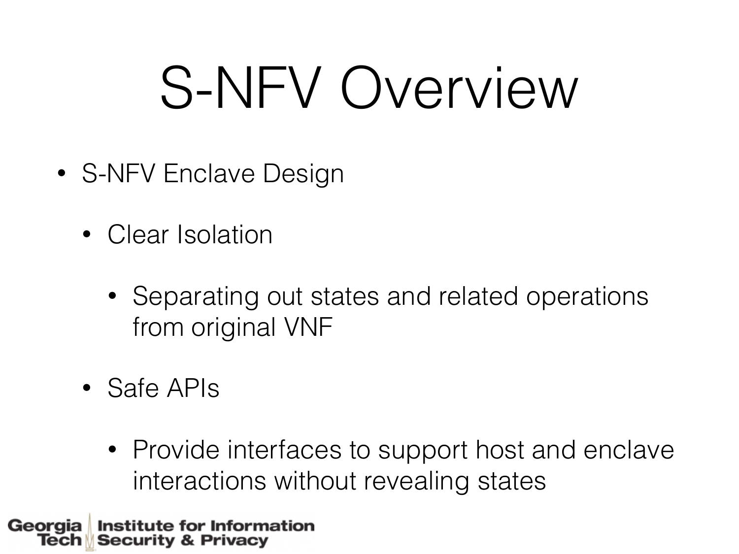# S-NFV Overview

- S-NFV Enclave Design
  - Clear Isolation
    - Separating out states and related operations from original VNF
  - Safe APIs
    - Provide interfaces to support host and enclave interactions without revealing states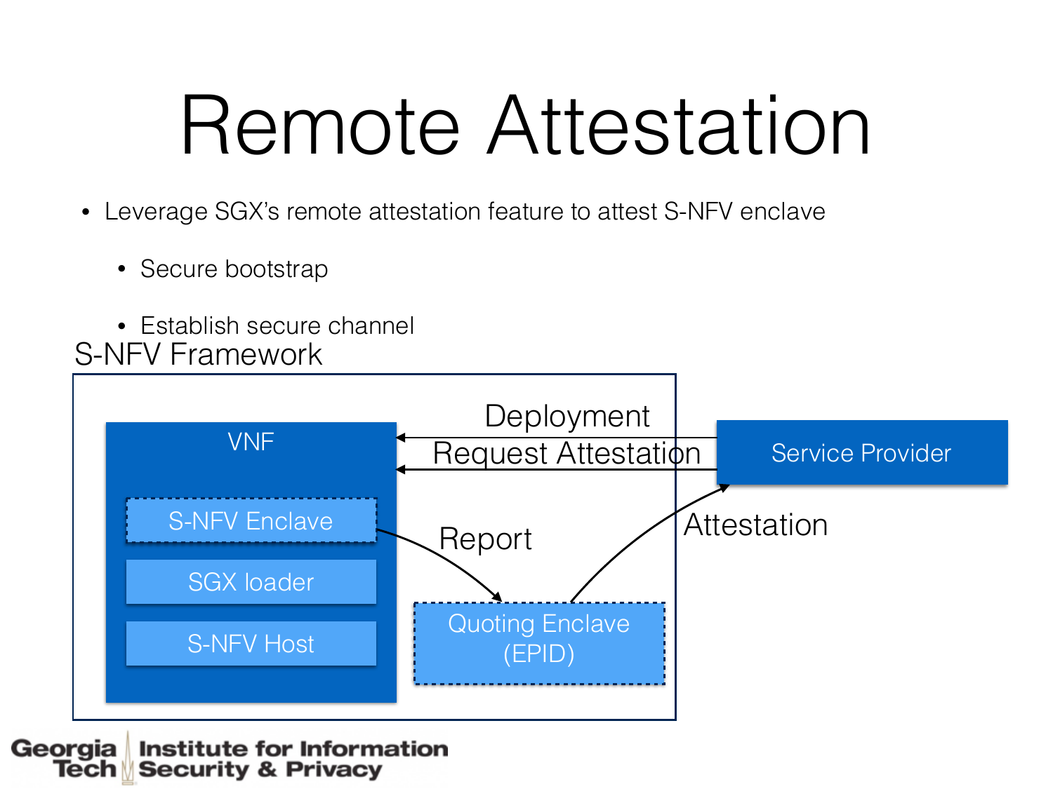# Remote Attestation

- Leverage SGX's remote attestation feature to attest S-NFV enclave
  - Secure bootstrap
  - Establish secure channel

S-NFV Framework

VNF

S-NFV Enclave

SGX loader

S-NFV Host

Quoting Enclave (EPID)

Service Provider

Deployment

Request Attestation

Report

Attestation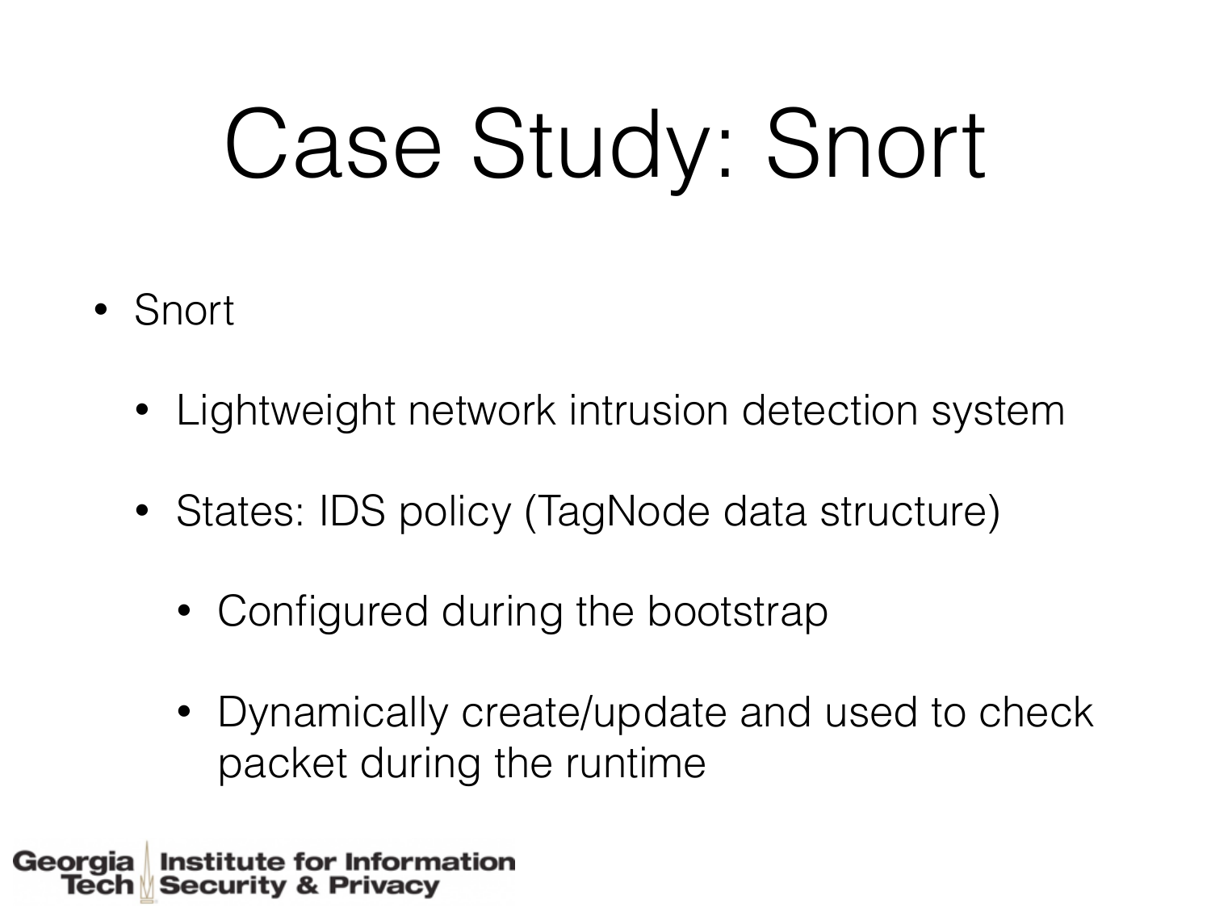# Case Study: Snort

- Snort
  - Lightweight network intrusion detection system
  - States: IDS policy (TagNode data structure)
    - Configured during the bootstrap
    - Dynamically create/update and used to check packet during the runtime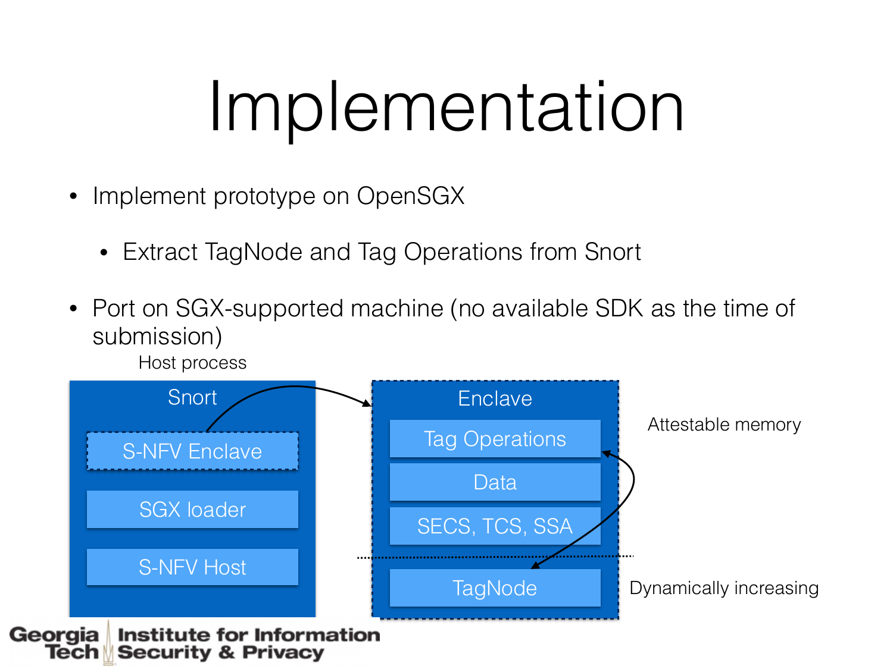# Implementation

- Implement prototype on OpenSGX
  - Extract TagNode and Tag Operations from Snort
- Port on SGX-supported machine (no available SDK as the time of submission)

Host process

Snort
- S-NFV Enclave
- SGX loader
- S-NFV Host

Enclave
- Tag Operations
- Data
- SECS, TCS, SSA
- TagNode

Attestable memory

Dynamically increasing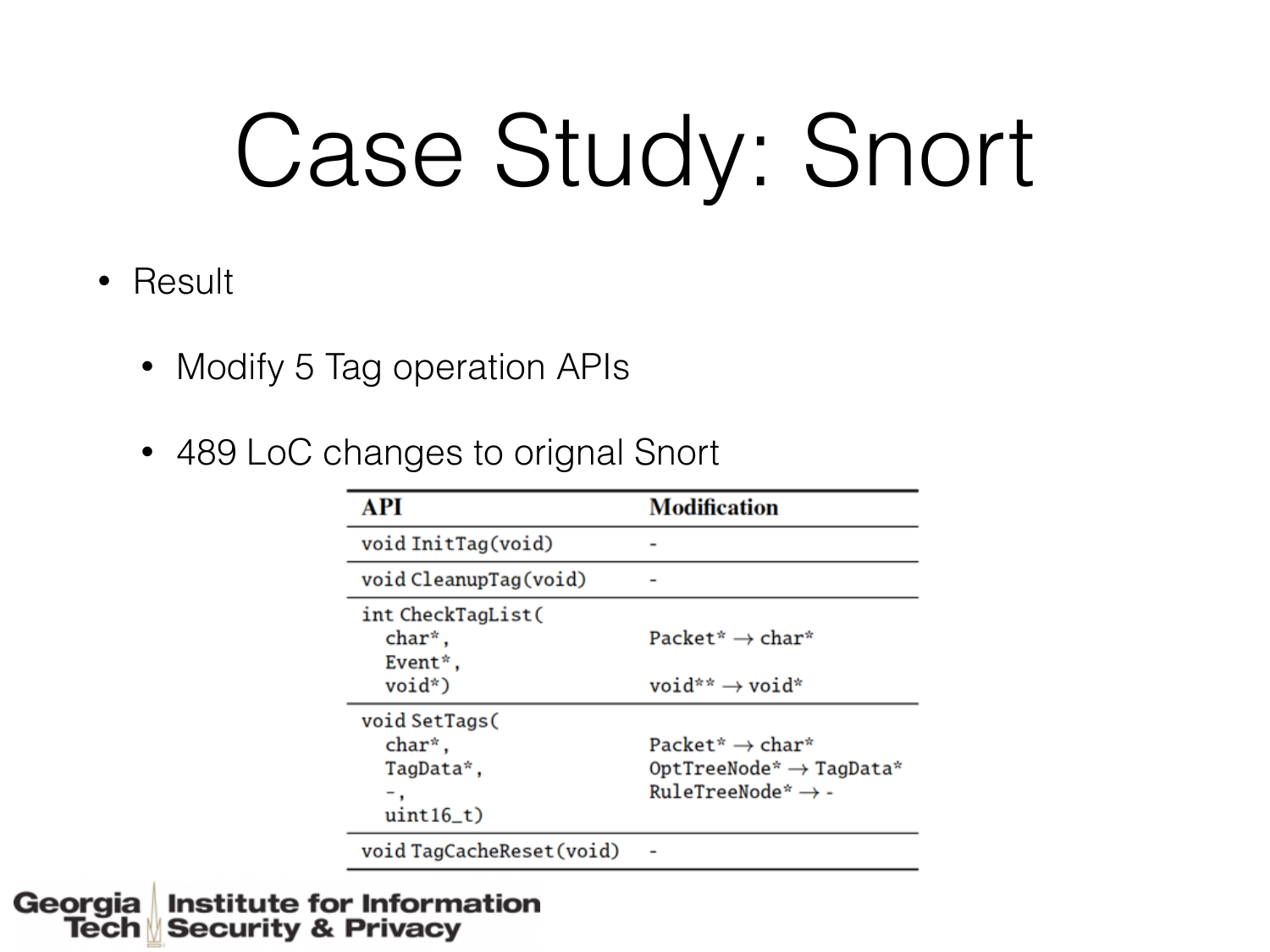# Case Study: Snort

- Result
  - Modify 5 Tag operation APIs
  - 489 LoC changes to orignal Snort

| API | Modification |
|---|---|
| void InitTag(void) | - |
| void CleanupTag(void) | - |
| int CheckTagList( char*, Event*, void*) | Packet* → char* <br> void** → void* |
| void SetTags( char*, TagData*, -, uint16_t) | Packet* → char* <br> OptTreeNode* → TagData* <br> RuleTreeNode* → - |
| void TagCacheReset(void) | - |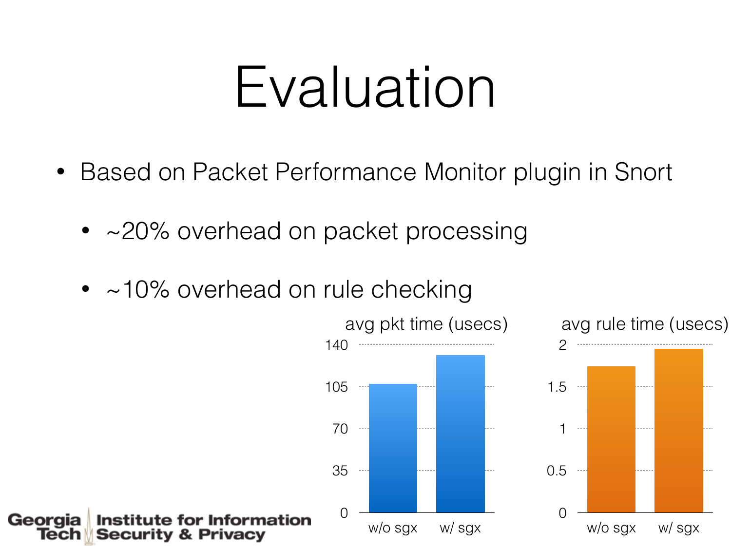# Evaluation

- Based on Packet Performance Monitor plugin in Snort
  - ~20% overhead on packet processing
  - ~10% overhead on rule checking

avg pkt time (usecs)

avg rule time (usecs)

w/o sgx w/ sgx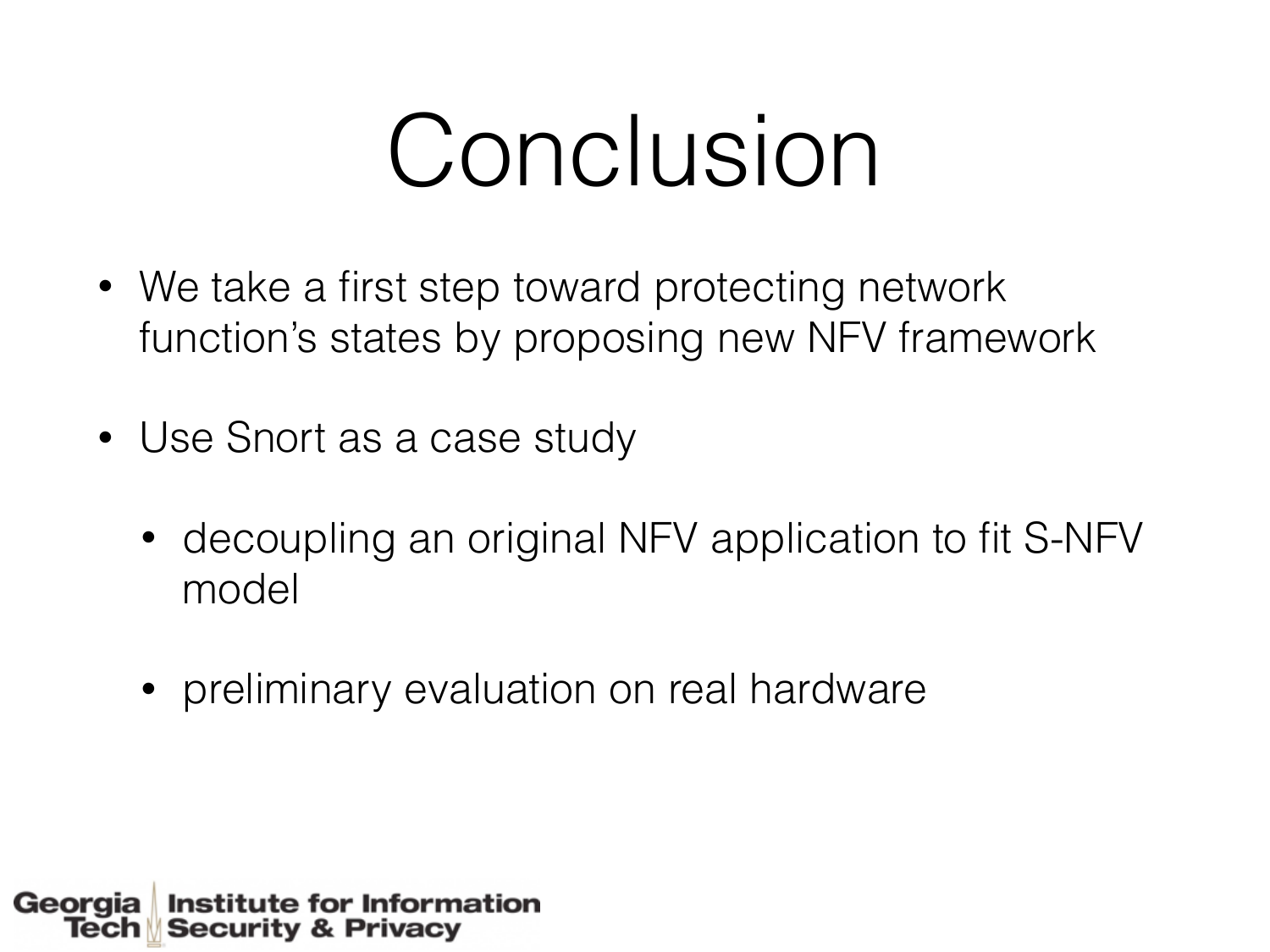# Conclusion

- We take a first step toward protecting network function's states by proposing new NFV framework
- Use Snort as a case study
  - decoupling an original NFV application to fit S-NFV model
  - preliminary evaluation on real hardware